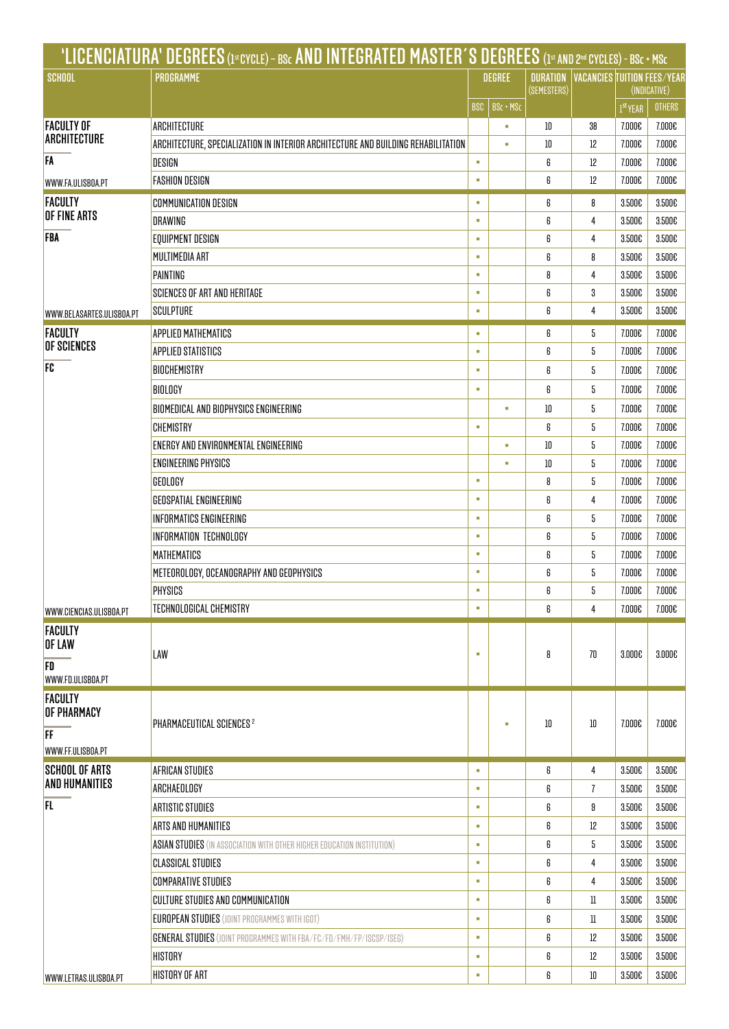# 'LICENCIATURA' DEGREES (1st CYCLE) - BSc AND INTEGRATED MASTER´S DEGREES (1st AND 2nd CYCLES) - BSc + MSc

| SCHOOL | PROGRAMME | DEGREE | | DURATION (SEMESTERS) | VACANCIES | TUITION FEES/YEAR (INDICATIVE) | |
|---|---|---|---|---|---|---|---|
| | | BSC | BSc + MSc | | | 1st YEAR | OTHERS |
| FACULTY OF ARCHITECTURE<br>FA<br>WWW.FA.ULISBOA.PT | ARCHITECTURE | | ▪ | 10 | 38 | 7.000€ | 7.000€ |
| | ARCHITECTURE, SPECIALIZATION IN INTERIOR ARCHITECTURE AND BUILDING REHABILITATION | | ▪ | 10 | 12 | 7.000€ | 7.000€ |
| | DESIGN | ▪ | | 6 | 12 | 7.000€ | 7.000€ |
| | FASHION DESIGN | ▪ | | 6 | 12 | 7.000€ | 7.000€ |
| FACULTY OF FINE ARTS<br>FBA<br>WWW.BELASARTES.ULISBOA.PT | COMMUNICATION DESIGN | ▪ | | 6 | 8 | 3.500€ | 3.500€ |
| | DRAWING | ▪ | | 6 | 4 | 3.500€ | 3.500€ |
| | EQUIPMENT DESIGN | ▪ | | 6 | 4 | 3.500€ | 3.500€ |
| | MULTIMEDIA ART | ▪ | | 6 | 8 | 3.500€ | 3.500€ |
| | PAINTING | ▪ | | 8 | 4 | 3.500€ | 3.500€ |
| | SCIENCES OF ART AND HERITAGE | ▪ | | 6 | 3 | 3.500€ | 3.500€ |
| | SCULPTURE | ▪ | | 6 | 4 | 3.500€ | 3.500€ |
| FACULTY OF SCIENCES<br>FC<br>WWW.CIENCIAS.ULISBOA.PT | APPLIED MATHEMATICS | ▪ | | 6 | 5 | 7.000€ | 7.000€ |
| | APPLIED STATISTICS | ▪ | | 6 | 5 | 7.000€ | 7.000€ |
| | BIOCHEMISTRY | ▪ | | 6 | 5 | 7.000€ | 7.000€ |
| | BIOLOGY | ▪ | | 6 | 5 | 7.000€ | 7.000€ |
| | BIOMEDICAL AND BIOPHYSICS ENGINEERING | | ▪ | 10 | 5 | 7.000€ | 7.000€ |
| | CHEMISTRY | ▪ | | 6 | 5 | 7.000€ | 7.000€ |
| | ENERGY AND ENVIRONMENTAL ENGINEERING | | ▪ | 10 | 5 | 7.000€ | 7.000€ |
| | ENGINEERING PHYSICS | | ▪ | 10 | 5 | 7.000€ | 7.000€ |
| | GEOLOGY | ▪ | | 8 | 5 | 7.000€ | 7.000€ |
| | GEOSPATIAL ENGINEERING | ▪ | | 6 | 4 | 7.000€ | 7.000€ |
| | INFORMATICS ENGINEERING | ▪ | | 6 | 5 | 7.000€ | 7.000€ |
| | INFORMATION TECHNOLOGY | ▪ | | 6 | 5 | 7.000€ | 7.000€ |
| | MATHEMATICS | ▪ | | 6 | 5 | 7.000€ | 7.000€ |
| | METEOROLOGY, OCEANOGRAPHY AND GEOPHYSICS | ▪ | | 6 | 5 | 7.000€ | 7.000€ |
| | PHYSICS | ▪ | | 6 | 5 | 7.000€ | 7.000€ |
| | TECHNOLOGICAL CHEMISTRY | ▪ | | 6 | 4 | 7.000€ | 7.000€ |
| FACULTY OF LAW<br>FD<br>WWW.FD.ULISBOA.PT | LAW | ▪ | | 8 | 70 | 3.000€ | 3.000€ |
| FACULTY OF PHARMACY<br>FF<br>WWW.FF.ULISBOA.PT | PHARMACEUTICAL SCIENCES [2] | | ▪ | 10 | 10 | 7.000€ | 7.000€ |
| SCHOOL OF ARTS AND HUMANITIES<br>FL<br>WWW.LETRAS.ULISBOA.PT | AFRICAN STUDIES | ▪ | | 6 | 4 | 3.500€ | 3.500€ |
| | ARCHAEOLOGY | ▪ | | 6 | 7 | 3.500€ | 3.500€ |
| | ARTISTIC STUDIES | ▪ | | 6 | 9 | 3.500€ | 3.500€ |
| | ARTS AND HUMANITIES | ▪ | | 6 | 12 | 3.500€ | 3.500€ |
| | ASIAN STUDIES (IN ASSOCIATION WITH OTHER HIGHER EDUCATION INSTITUTION) | ▪ | | 6 | 5 | 3.500€ | 3.500€ |
| | CLASSICAL STUDIES | ▪ | | 6 | 4 | 3.500€ | 3.500€ |
| | COMPARATIVE STUDIES | ▪ | | 6 | 4 | 3.500€ | 3.500€ |
| | CULTURE STUDIES AND COMMUNICATION | ▪ | | 6 | 11 | 3.500€ | 3.500€ |
| | EUROPEAN STUDIES (JOINT PROGRAMMES WITH IGOT) | ▪ | | 6 | 11 | 3.500€ | 3.500€ |
| | GENERAL STUDIES (JOINT PROGRAMMES WITH FBA/FC/FD/FMH/FP/ISCSP/ISEG) | ▪ | | 6 | 12 | 3.500€ | 3.500€ |
| | HISTORY | ▪ | | 6 | 12 | 3.500€ | 3.500€ |
| | HISTORY OF ART | ▪ | | 6 | 10 | 3.500€ | 3.500€ |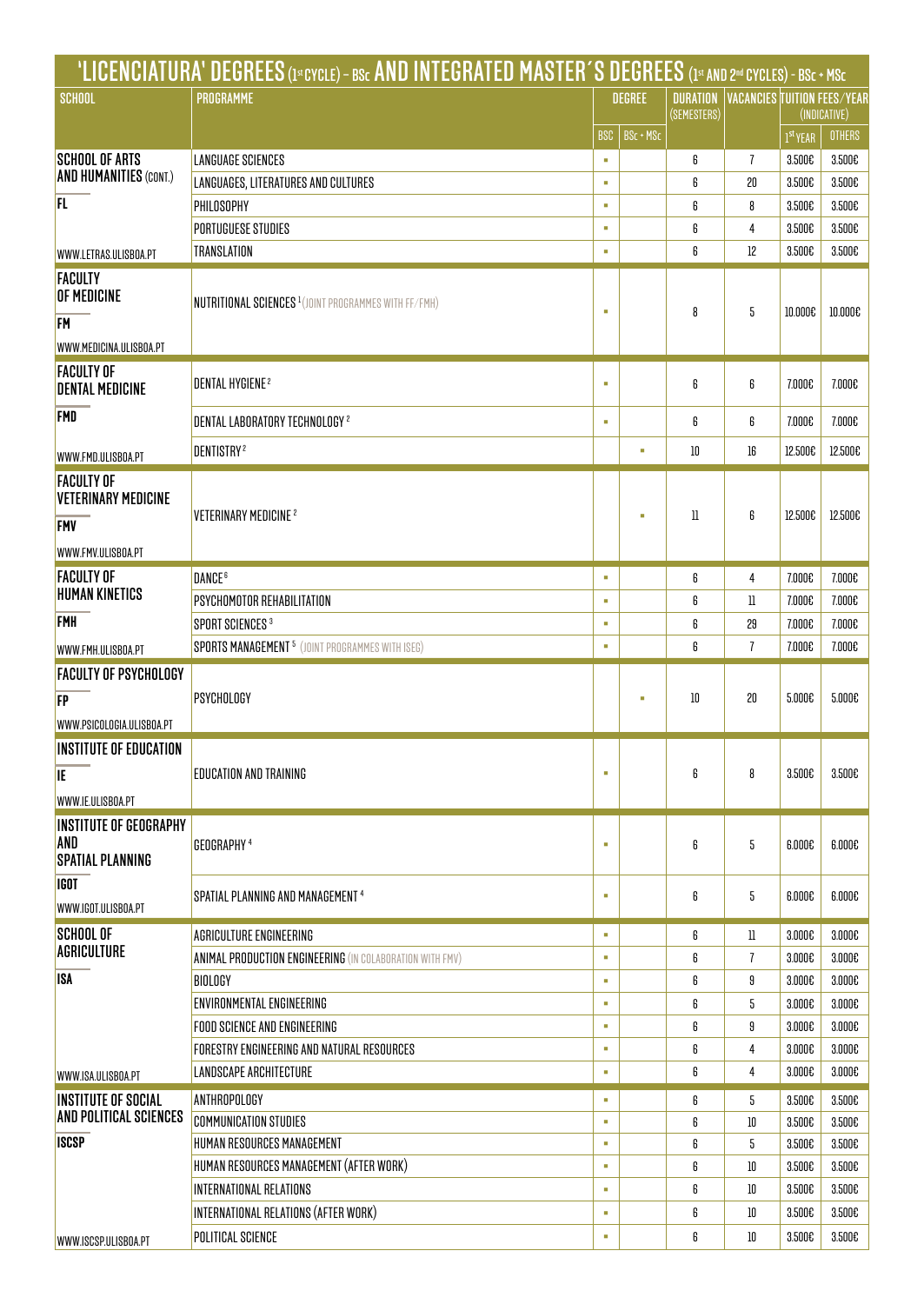# 'LICENCIATURA' DEGREES (1st CYCLE) - BSc AND INTEGRATED MASTER´S DEGREES (1st AND 2nd CYCLES) - BSc + MSc

| SCHOOL | PROGRAMME | DEGREE | | DURATION (SEMESTERS) | VACANCIES | TUITION FEES/YEAR (INDICATIVE) | |
|---|---|---|---|---|---|---|---|
| | | BSC | BSc + MSc | | | 1st YEAR | OTHERS |
| **SCHOOL OF ARTS AND HUMANITIES** (CONT.) **FL** WWW.LETRAS.ULISBOA.PT | LANGUAGE SCIENCES | ▪ | | 6 | 7 | 3.500€ | 3.500€ |
| | LANGUAGES, LITERATURES AND CULTURES | ▪ | | 6 | 20 | 3.500€ | 3.500€ |
| | PHILOSOPHY | ▪ | | 6 | 8 | 3.500€ | 3.500€ |
| | PORTUGUESE STUDIES | ▪ | | 6 | 4 | 3.500€ | 3.500€ |
| | TRANSLATION | ▪ | | 6 | 12 | 3.500€ | 3.500€ |
| **FACULTY OF MEDICINE** **FM** WWW.MEDICINA.ULISBOA.PT | NUTRITIONAL SCIENCES [1] (JOINT PROGRAMMES WITH FF/FMH) | ▪ | | 8 | 5 | 10.000€ | 10.000€ |
| **FACULTY OF DENTAL MEDICINE** **FMD** WWW.FMD.ULISBOA.PT | DENTAL HYGIENE [2] | ▪ | | 6 | 6 | 7.000€ | 7.000€ |
| | DENTAL LABORATORY TECHNOLOGY [2] | ▪ | | 6 | 6 | 7.000€ | 7.000€ |
| | DENTISTRY [2] | | ▪ | 10 | 16 | 12.500€ | 12.500€ |
| **FACULTY OF VETERINARY MEDICINE** **FMV** WWW.FMV.ULISBOA.PT | VETERINARY MEDICINE [2] | | ▪ | 11 | 6 | 12.500€ | 12.500€ |
| **FACULTY OF HUMAN KINETICS** **FMH** WWW.FMH.ULISBOA.PT | DANCE [6] | ▪ | | 6 | 4 | 7.000€ | 7.000€ |
| | PSYCHOMOTOR REHABILITATION | ▪ | | 6 | 11 | 7.000€ | 7.000€ |
| | SPORT SCIENCES [3] | ▪ | | 6 | 29 | 7.000€ | 7.000€ |
| | SPORTS MANAGEMENT [5] (JOINT PROGRAMMES WITH ISEG) | ▪ | | 6 | 7 | 7.000€ | 7.000€ |
| **FACULTY OF PSYCHOLOGY** **FP** WWW.PSICOLOGIA.ULISBOA.PT | PSYCHOLOGY | | ▪ | 10 | 20 | 5.000€ | 5.000€ |
| **INSTITUTE OF EDUCATION** **IE** WWW.IE.ULISBOA.PT | EDUCATION AND TRAINING | ▪ | | 6 | 8 | 3.500€ | 3.500€ |
| **INSTITUTE OF GEOGRAPHY AND SPATIAL PLANNING** **IGOT** WWW.IGOT.ULISBOA.PT | GEOGRAPHY [4] | ▪ | | 6 | 5 | 6.000€ | 6.000€ |
| | SPATIAL PLANNING AND MANAGEMENT [4] | ▪ | | 6 | 5 | 6.000€ | 6.000€ |
| **SCHOOL OF AGRICULTURE** **ISA** WWW.ISA.ULISBOA.PT | AGRICULTURE ENGINEERING | ▪ | | 6 | 11 | 3.000€ | 3.000€ |
| | ANIMAL PRODUCTION ENGINEERING (IN COLABORATION WITH FMV) | ▪ | | 6 | 7 | 3.000€ | 3.000€ |
| | BIOLOGY | ▪ | | 6 | 9 | 3.000€ | 3.000€ |
| | ENVIRONMENTAL ENGINEERING | ▪ | | 6 | 5 | 3.000€ | 3.000€ |
| | FOOD SCIENCE AND ENGINEERING | ▪ | | 6 | 9 | 3.000€ | 3.000€ |
| | FORESTRY ENGINEERING AND NATURAL RESOURCES | ▪ | | 6 | 4 | 3.000€ | 3.000€ |
| | LANDSCAPE ARCHITECTURE | ▪ | | 6 | 4 | 3.000€ | 3.000€ |
| **INSTITUTE OF SOCIAL AND POLITICAL SCIENCES** **ISCSP** WWW.ISCSP.ULISBOA.PT | ANTHROPOLOGY | ▪ | | 6 | 5 | 3.500€ | 3.500€ |
| | COMMUNICATION STUDIES | ▪ | | 6 | 10 | 3.500€ | 3.500€ |
| | HUMAN RESOURCES MANAGEMENT | ▪ | | 6 | 5 | 3.500€ | 3.500€ |
| | HUMAN RESOURCES MANAGEMENT (AFTER WORK) | ▪ | | 6 | 10 | 3.500€ | 3.500€ |
| | INTERNATIONAL RELATIONS | ▪ | | 6 | 10 | 3.500€ | 3.500€ |
| | INTERNATIONAL RELATIONS (AFTER WORK) | ▪ | | 6 | 10 | 3.500€ | 3.500€ |
| | POLITICAL SCIENCE | ▪ | | 6 | 10 | 3.500€ | 3.500€ |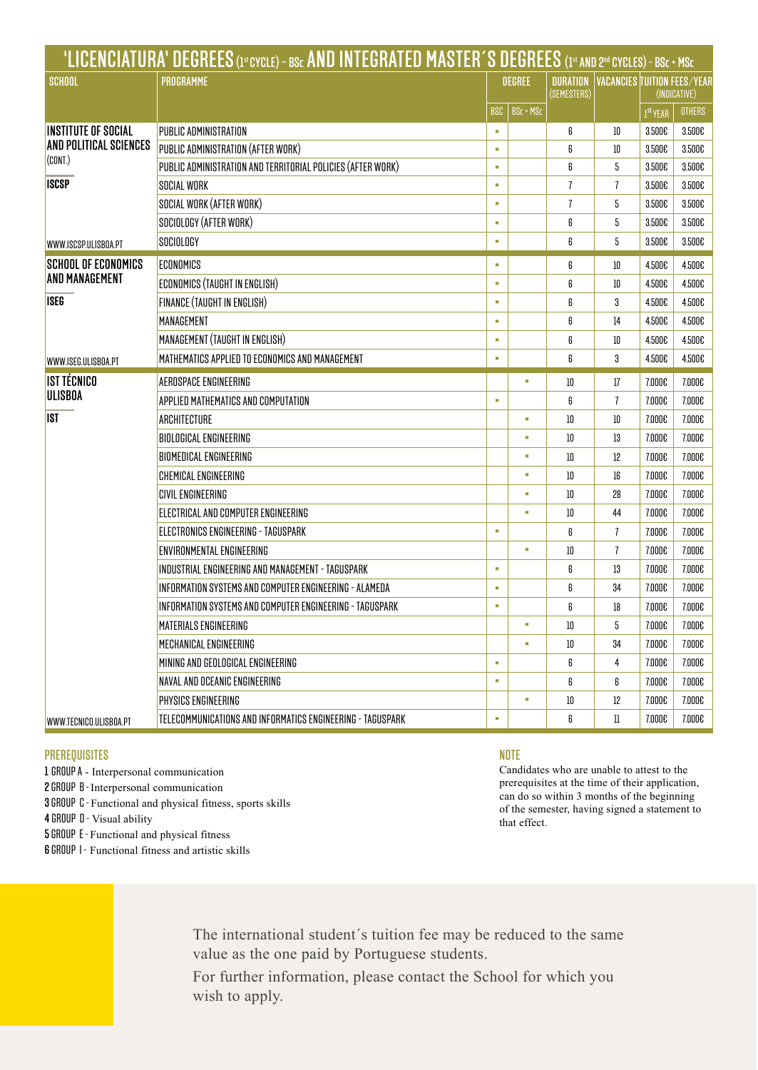## 'LICENCIATURA' DEGREES (1st CYCLE) - BSc AND INTEGRATED MASTER´S DEGREES (1st AND 2nd CYCLES) - BSc + MSc

| SCHOOL | PROGRAMME | DEGREE | | DURATION (SEMESTERS) | VACANCIES | TUITION FEES/YEAR (INDICATIVE) | |
|---|---|---|---|---|---|---|---|
| | | BSC | BSc + MSc | | | 1st YEAR | OTHERS |
| **INSTITUTE OF SOCIAL AND POLITICAL SCIENCES** (CONT.) | PUBLIC ADMINISTRATION | ▪ | | 6 | 10 | 3.500€ | 3.500€ |
| | PUBLIC ADMINISTRATION (AFTER WORK) | ▪ | | 6 | 10 | 3.500€ | 3.500€ |
| | PUBLIC ADMINISTRATION AND TERRITORIAL POLICIES (AFTER WORK) | ▪ | | 6 | 5 | 3.500€ | 3.500€ |
| **ISCSP** | SOCIAL WORK | ▪ | | 7 | 7 | 3.500€ | 3.500€ |
| | SOCIAL WORK (AFTER WORK) | ▪ | | 7 | 5 | 3.500€ | 3.500€ |
| | SOCIOLOGY (AFTER WORK) | ▪ | | 6 | 5 | 3.500€ | 3.500€ |
| WWW.ISCSP.ULISBOA.PT | SOCIOLOGY | ▪ | | 6 | 5 | 3.500€ | 3.500€ |
| **SCHOOL OF ECONOMICS AND MANAGEMENT** | ECONOMICS | ▪ | | 6 | 10 | 4.500€ | 4.500€ |
| | ECONOMICS (TAUGHT IN ENGLISH) | ▪ | | 6 | 10 | 4.500€ | 4.500€ |
| **ISEG** | FINANCE (TAUGHT IN ENGLISH) | ▪ | | 6 | 3 | 4.500€ | 4.500€ |
| | MANAGEMENT | ▪ | | 6 | 14 | 4.500€ | 4.500€ |
| | MANAGEMENT (TAUGHT IN ENGLISH) | ▪ | | 6 | 10 | 4.500€ | 4.500€ |
| WWW.ISEG.ULISBOA.PT | MATHEMATICS APPLIED TO ECONOMICS AND MANAGEMENT | ▪ | | 6 | 3 | 4.500€ | 4.500€ |
| **IST TÉCNICO ULISBOA** | AEROSPACE ENGINEERING | | ▪ | 10 | 17 | 7.000€ | 7.000€ |
| | APPLIED MATHEMATICS AND COMPUTATION | ▪ | | 6 | 7 | 7.000€ | 7.000€ |
| **IST** | ARCHITECTURE | | ▪ | 10 | 10 | 7.000€ | 7.000€ |
| | BIOLOGICAL ENGINEERING | | ▪ | 10 | 13 | 7.000€ | 7.000€ |
| | BIOMEDICAL ENGINEERING | | ▪ | 10 | 12 | 7.000€ | 7.000€ |
| | CHEMICAL ENGINEERING | | ▪ | 10 | 16 | 7.000€ | 7.000€ |
| | CIVIL ENGINEERING | | ▪ | 10 | 28 | 7.000€ | 7.000€ |
| | ELECTRICAL AND COMPUTER ENGINEERING | | ▪ | 10 | 44 | 7.000€ | 7.000€ |
| | ELECTRONICS ENGINEERING - TAGUSPARK | ▪ | | 6 | 7 | 7.000€ | 7.000€ |
| | ENVIRONMENTAL ENGINEERING | | ▪ | 10 | 7 | 7.000€ | 7.000€ |
| | INDUSTRIAL ENGINEERING AND MANAGEMENT - TAGUSPARK | ▪ | | 6 | 13 | 7.000€ | 7.000€ |
| | INFORMATION SYSTEMS AND COMPUTER ENGINEERING - ALAMEDA | ▪ | | 6 | 34 | 7.000€ | 7.000€ |
| | INFORMATION SYSTEMS AND COMPUTER ENGINEERING - TAGUSPARK | ▪ | | 6 | 18 | 7.000€ | 7.000€ |
| | MATERIALS ENGINEERING | | ▪ | 10 | 5 | 7.000€ | 7.000€ |
| | MECHANICAL ENGINEERING | | ▪ | 10 | 34 | 7.000€ | 7.000€ |
| | MINING AND GEOLOGICAL ENGINEERING | ▪ | | 6 | 4 | 7.000€ | 7.000€ |
| | NAVAL AND OCEANIC ENGINEERING | ▪ | | 6 | 6 | 7.000€ | 7.000€ |
| | PHYSICS ENGINEERING | | ▪ | 10 | 12 | 7.000€ | 7.000€ |
| WWW.TECNICO.ULISBOA.PT | TELECOMMUNICATIONS AND INFORMATICS ENGINEERING - TAGUSPARK | ▪ | | 6 | 11 | 7.000€ | 7.000€ |

### PREREQUISITES

1 GROUP A - Interpersonal communication
2 GROUP B - Interpersonal communication
3 GROUP C - Functional and physical fitness, sports skills
4 GROUP D - Visual ability
5 GROUP E - Functional and physical fitness
6 GROUP I - Functional fitness and artistic skills

### NOTE

Candidates who are unable to attest to the prerequisites at the time of their application, can do so within 3 months of the beginning of the semester, having signed a statement to that effect.

The international student´s tuition fee may be reduced to the same value as the one paid by Portuguese students.

For further information, please contact the School for which you wish to apply.